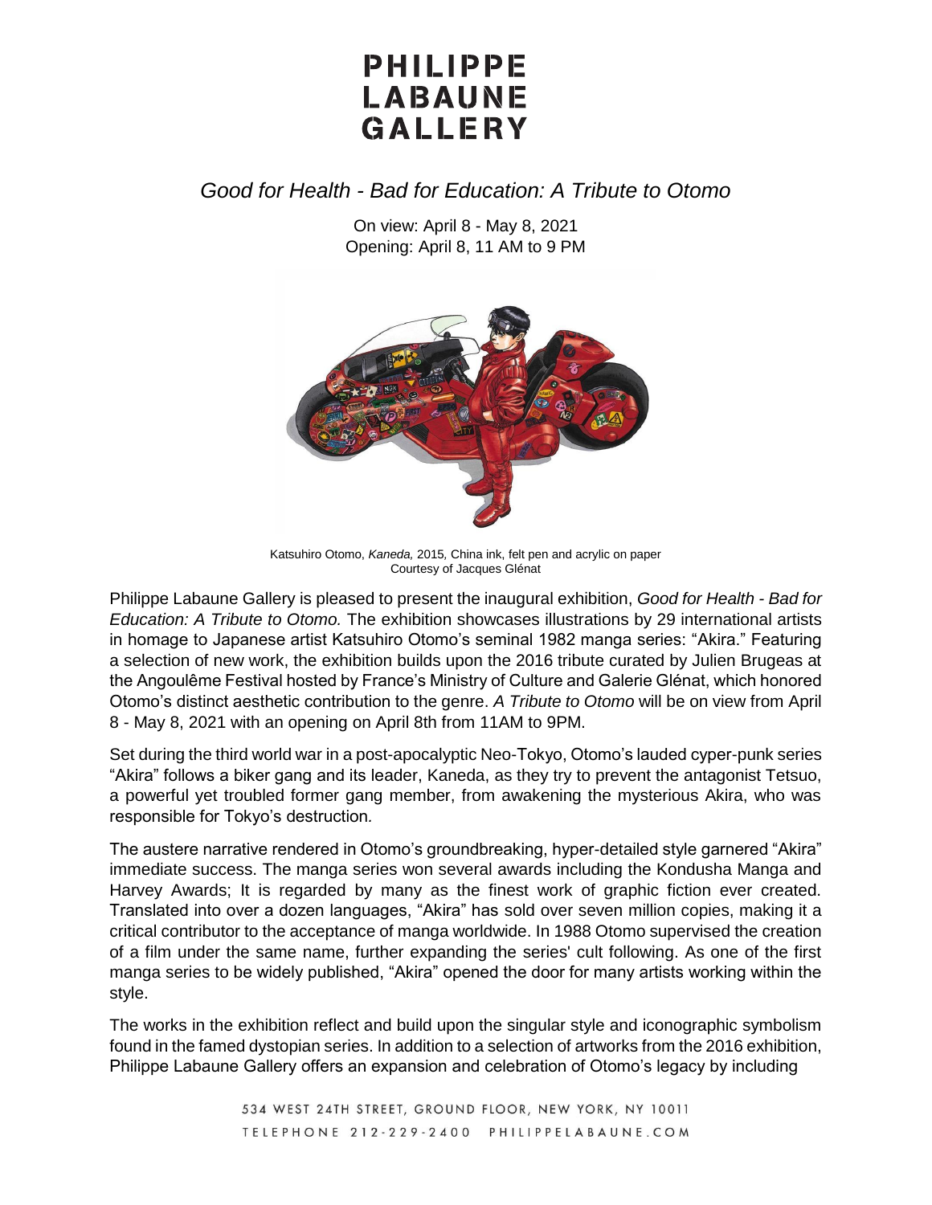# PHILIPPE LABAUNE GALLERY

## *Good for Health - Bad for Education: A Tribute to Otomo*

On view: April 8 - May 8, 2021
Opening: April 8, 11 AM to 9 PM

Katsuhiro Otomo, *Kaneda,* 2015, China ink, felt pen and acrylic on paper
Courtesy of Jacques Glénat

Philippe Labaune Gallery is pleased to present the inaugural exhibition, *Good for Health - Bad for Education: A Tribute to Otomo.* The exhibition showcases illustrations by 29 international artists in homage to Japanese artist Katsuhiro Otomo's seminal 1982 manga series: "Akira." Featuring a selection of new work, the exhibition builds upon the 2016 tribute curated by Julien Brugeas at the Angoulême Festival hosted by France's Ministry of Culture and Galerie Glénat, which honored Otomo's distinct aesthetic contribution to the genre. *A Tribute to Otomo* will be on view from April 8 - May 8, 2021 with an opening on April 8th from 11AM to 9PM.

Set during the third world war in a post-apocalyptic Neo-Tokyo, Otomo's lauded cyper-punk series "Akira" follows a biker gang and its leader, Kaneda, as they try to prevent the antagonist Tetsuo, a powerful yet troubled former gang member, from awakening the mysterious Akira, who was responsible for Tokyo's destruction.

The austere narrative rendered in Otomo's groundbreaking, hyper-detailed style garnered "Akira" immediate success. The manga series won several awards including the Kondusha Manga and Harvey Awards; It is regarded by many as the finest work of graphic fiction ever created. Translated into over a dozen languages, "Akira" has sold over seven million copies, making it a critical contributor to the acceptance of manga worldwide. In 1988 Otomo supervised the creation of a film under the same name, further expanding the series' cult following. As one of the first manga series to be widely published, "Akira" opened the door for many artists working within the style.

The works in the exhibition reflect and build upon the singular style and iconographic symbolism found in the famed dystopian series. In addition to a selection of artworks from the 2016 exhibition, Philippe Labaune Gallery offers an expansion and celebration of Otomo's legacy by including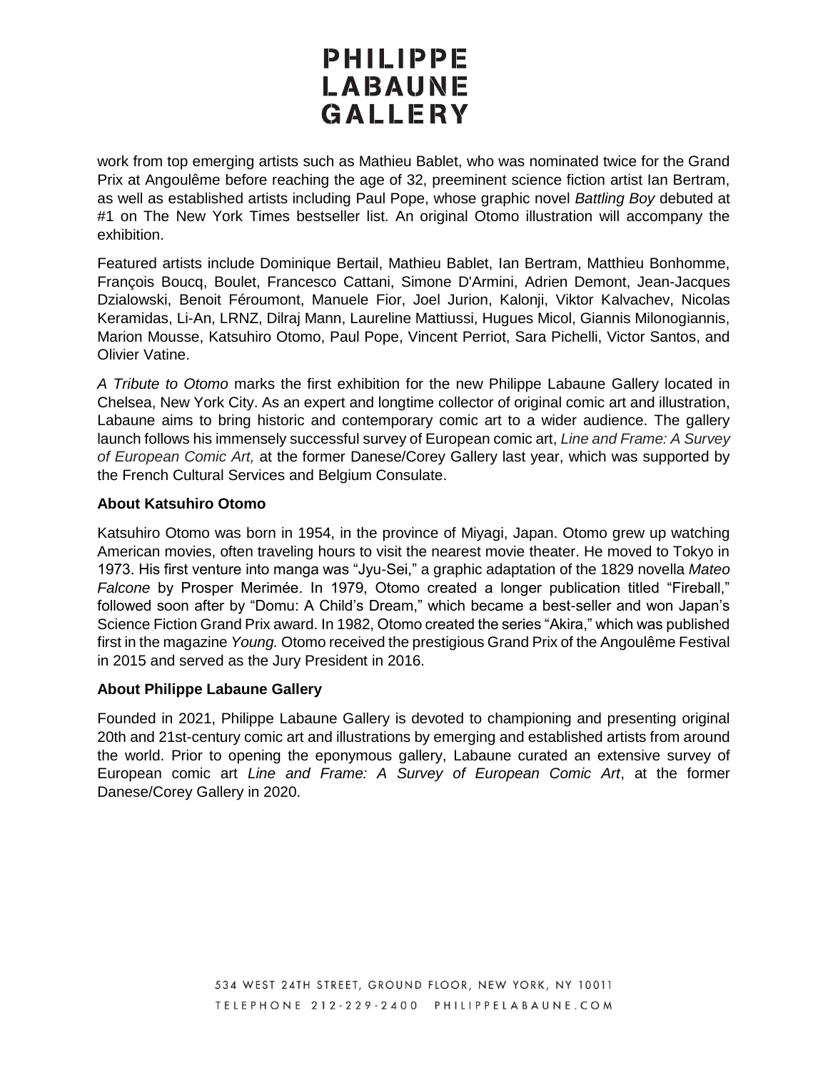work from top emerging artists such as Mathieu Bablet, who was nominated twice for the Grand Prix at Angoulême before reaching the age of 32, preeminent science fiction artist Ian Bertram, as well as established artists including Paul Pope, whose graphic novel *Battling Boy* debuted at #1 on The New York Times bestseller list. An original Otomo illustration will accompany the exhibition.

Featured artists include Dominique Bertail, Mathieu Bablet, Ian Bertram, Matthieu Bonhomme, François Boucq, Boulet, Francesco Cattani, Simone D'Armini, Adrien Demont, Jean-Jacques Dzialowski, Benoit Féroumont, Manuele Fior, Joel Jurion, Kalonji, Viktor Kalvachev, Nicolas Keramidas, Li-An, LRNZ, Dilraj Mann, Laureline Mattiussi, Hugues Micol, Giannis Milonogiannis, Marion Mousse, Katsuhiro Otomo, Paul Pope, Vincent Perriot, Sara Pichelli, Victor Santos, and Olivier Vatine.

*A Tribute to Otomo* marks the first exhibition for the new Philippe Labaune Gallery located in Chelsea, New York City. As an expert and longtime collector of original comic art and illustration, Labaune aims to bring historic and contemporary comic art to a wider audience. The gallery launch follows his immensely successful survey of European comic art, *Line and Frame: A Survey of European Comic Art,* at the former Danese/Corey Gallery last year, which was supported by the French Cultural Services and Belgium Consulate.

**About Katsuhiro Otomo**

Katsuhiro Otomo was born in 1954, in the province of Miyagi, Japan. Otomo grew up watching American movies, often traveling hours to visit the nearest movie theater. He moved to Tokyo in 1973. His first venture into manga was "Jyu-Sei," a graphic adaptation of the 1829 novella *Mateo Falcone* by Prosper Merimée. In 1979, Otomo created a longer publication titled "Fireball," followed soon after by "Domu: A Child's Dream," which became a best-seller and won Japan's Science Fiction Grand Prix award. In 1982, Otomo created the series "Akira," which was published first in the magazine *Young.* Otomo received the prestigious Grand Prix of the Angoulême Festival in 2015 and served as the Jury President in 2016.

**About Philippe Labaune Gallery**

Founded in 2021, Philippe Labaune Gallery is devoted to championing and presenting original 20th and 21st-century comic art and illustrations by emerging and established artists from around the world. Prior to opening the eponymous gallery, Labaune curated an extensive survey of European comic art *Line and Frame: A Survey of European Comic Art*, at the former Danese/Corey Gallery in 2020.